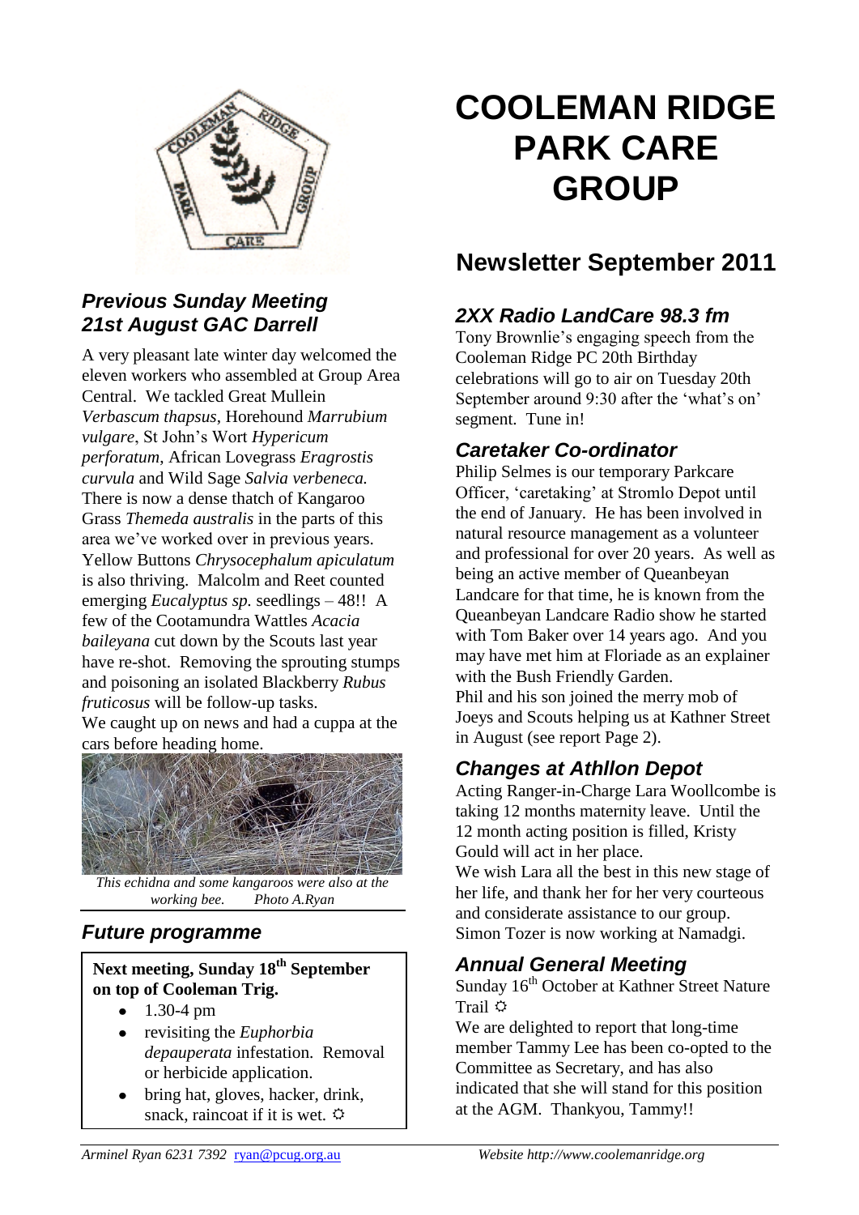# COOLEMAN RIDGE PARK CARE GROUP

## Newsletter September 2011

### *Previous Sunday Meeting 21st August GAC Darrell*

A very pleasant late winter day welcomed the eleven workers who assembled at Group Area Central. We tackled Great Mullein *Verbascum thapsus*, Horehound *Marrubium vulgare*, St John's Wort *Hypericum perforatum*, African Lovegrass *Eragrostis curvula* and Wild Sage *Salvia verbeneca.* There is now a dense thatch of Kangaroo Grass *Themeda australis* in the parts of this area we've worked over in previous years. Yellow Buttons *Chrysocephalum apiculatum* is also thriving. Malcolm and Reet counted emerging *Eucalyptus sp.* seedlings – 48!! A few of the Cootamundra Wattles *Acacia baileyana* cut down by the Scouts last year have re-shot. Removing the sprouting stumps and poisoning an isolated Blackberry *Rubus fruticosus* will be follow-up tasks.

We caught up on news and had a cuppa at the cars before heading home.

*This echidna and some kangaroos were also at the working bee. Photo A.Ryan*

### *Future programme*

**Next meeting, Sunday 18th September on top of Cooleman Trig.**

- 1.30-4 pm
- revisiting the *Euphorbia depauperata* infestation. Removal or herbicide application.
- bring hat, gloves, hacker, drink, snack, raincoat if it is wet. ☼

### *2XX Radio LandCare 98.3 fm*

Tony Brownlie's engaging speech from the Cooleman Ridge PC 20th Birthday celebrations will go to air on Tuesday 20th September around 9:30 after the 'what's on' segment. Tune in!

### *Caretaker Co-ordinator*

Philip Selmes is our temporary Parkcare Officer, 'caretaking' at Stromlo Depot until the end of January. He has been involved in natural resource management as a volunteer and professional for over 20 years. As well as being an active member of Queanbeyan Landcare for that time, he is known from the Queanbeyan Landcare Radio show he started with Tom Baker over 14 years ago. And you may have met him at Floriade as an explainer with the Bush Friendly Garden.

Phil and his son joined the merry mob of Joeys and Scouts helping us at Kathner Street in August (see report Page 2).

### *Changes at Athllon Depot*

Acting Ranger-in-Charge Lara Woollcombe is taking 12 months maternity leave. Until the 12 month acting position is filled, Kristy Gould will act in her place.

We wish Lara all the best in this new stage of her life, and thank her for her very courteous and considerate assistance to our group.

Simon Tozer is now working at Namadgi.

### *Annual General Meeting*

Sunday 16th October at Kathner Street Nature Trail ☼

We are delighted to report that long-time member Tammy Lee has been co-opted to the Committee as Secretary, and has also indicated that she will stand for this position at the AGM. Thankyou, Tammy!!

*Arminel Ryan 6231 7392 ryan@pcug.org.au* *Website http://www.coolemanridge.org*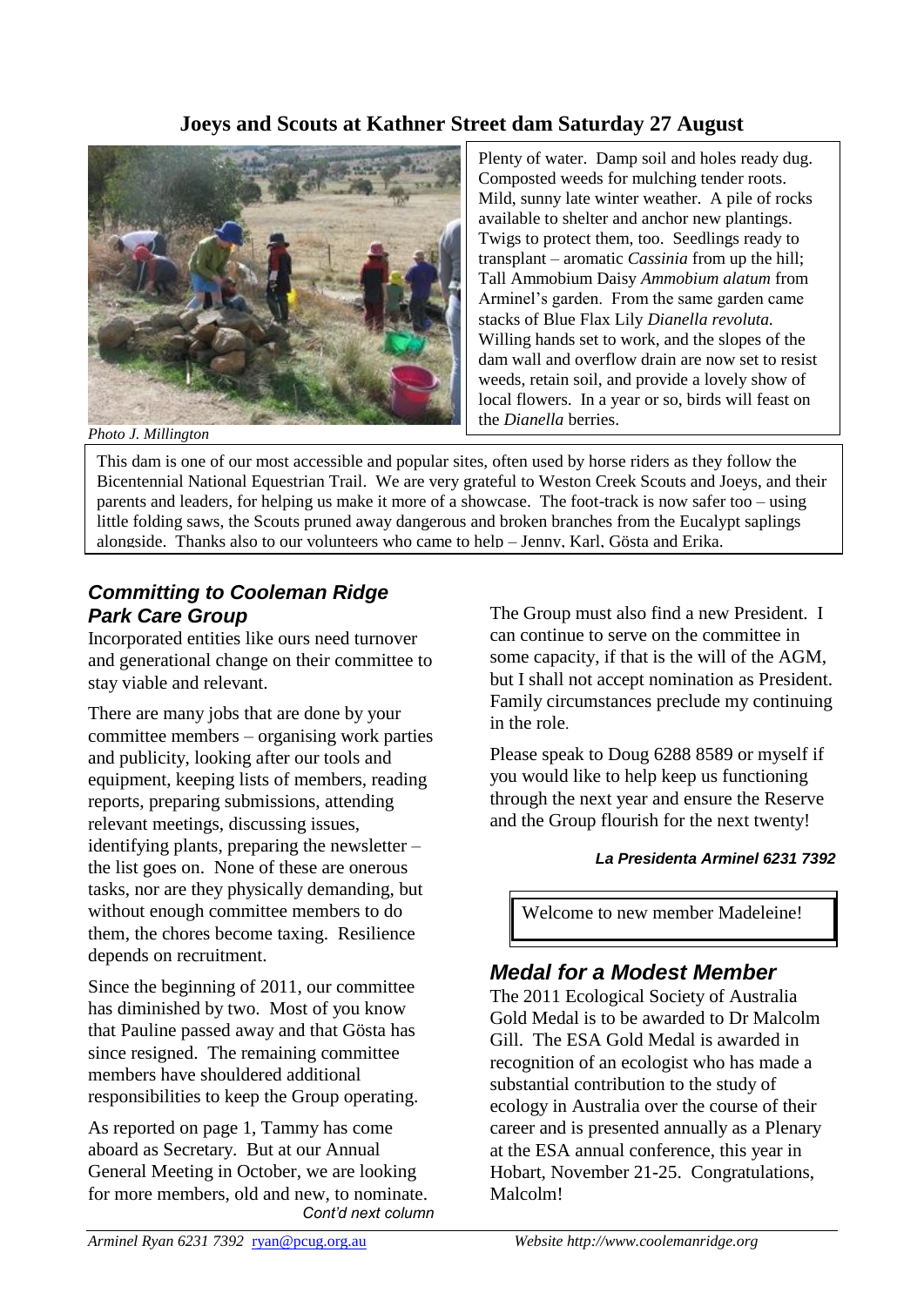## Joeys and Scouts at Kathner Street dam Saturday 27 August

*Photo J. Millington*

Plenty of water. Damp soil and holes ready dug. Composted weeds for mulching tender roots. Mild, sunny late winter weather. A pile of rocks available to shelter and anchor new plantings. Twigs to protect them, too. Seedlings ready to transplant – aromatic *Cassinia* from up the hill; Tall Ammobium Daisy *Ammobium alatum* from Arminel's garden. From the same garden came stacks of Blue Flax Lily *Dianella revoluta.* Willing hands set to work, and the slopes of the dam wall and overflow drain are now set to resist weeds, retain soil, and provide a lovely show of local flowers. In a year or so, birds will feast on the *Dianella* berries.

This dam is one of our most accessible and popular sites, often used by horse riders as they follow the Bicentennial National Equestrian Trail. We are very grateful to Weston Creek Scouts and Joeys, and their parents and leaders, for helping us make it more of a showcase. The foot-track is now safer too – using little folding saws, the Scouts pruned away dangerous and broken branches from the Eucalypt saplings alongside. Thanks also to our volunteers who came to help – Jenny, Karl, Gösta and Erika.

## *Committing to Cooleman Ridge Park Care Group*

Incorporated entities like ours need turnover and generational change on their committee to stay viable and relevant.

There are many jobs that are done by your committee members – organising work parties and publicity, looking after our tools and equipment, keeping lists of members, reading reports, preparing submissions, attending relevant meetings, discussing issues, identifying plants, preparing the newsletter – the list goes on. None of these are onerous tasks, nor are they physically demanding, but without enough committee members to do them, the chores become taxing. Resilience depends on recruitment.

Since the beginning of 2011, our committee has diminished by two. Most of you know that Pauline passed away and that Gösta has since resigned. The remaining committee members have shouldered additional responsibilities to keep the Group operating.

As reported on page 1, Tammy has come aboard as Secretary. But at our Annual General Meeting in October, we are looking for more members, old and new, to nominate.

*Cont'd next column*

The Group must also find a new President. I can continue to serve on the committee in some capacity, if that is the will of the AGM, but I shall not accept nomination as President. Family circumstances preclude my continuing in the role.

Please speak to Doug 6288 8589 or myself if you would like to help keep us functioning through the next year and ensure the Reserve and the Group flourish for the next twenty!

***La Presidenta Arminel 6231 7392***

Welcome to new member Madeleine!

## *Medal for a Modest Member*

The 2011 Ecological Society of Australia Gold Medal is to be awarded to Dr Malcolm Gill. The ESA Gold Medal is awarded in recognition of an ecologist who has made a substantial contribution to the study of ecology in Australia over the course of their career and is presented annually as a Plenary at the ESA annual conference, this year in Hobart, November 21-25. Congratulations, Malcolm!

*Arminel Ryan 6231 7392* ryan@pcug.org.au *Website http://www.coolemanridge.org*